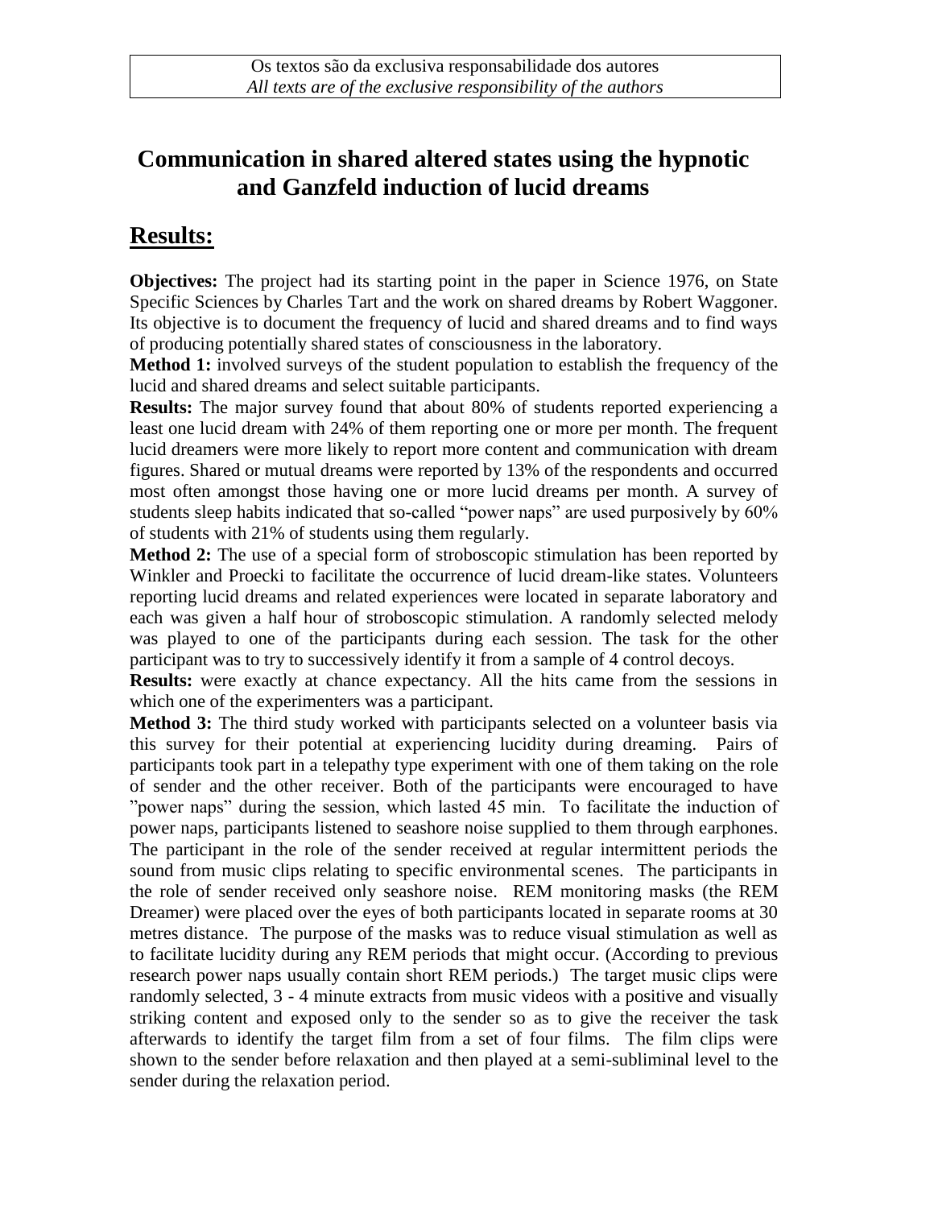Os textos são da exclusiva responsabilidade dos autores
*All texts are of the exclusive responsibility of the authors*

# Communication in shared altered states using the hypnotic and Ganzfeld induction of lucid dreams

## Results:

**Objectives:** The project had its starting point in the paper in Science 1976, on State Specific Sciences by Charles Tart and the work on shared dreams by Robert Waggoner. Its objective is to document the frequency of lucid and shared dreams and to find ways of producing potentially shared states of consciousness in the laboratory.

**Method 1:** involved surveys of the student population to establish the frequency of the lucid and shared dreams and select suitable participants.

**Results:** The major survey found that about 80% of students reported experiencing a least one lucid dream with 24% of them reporting one or more per month. The frequent lucid dreamers were more likely to report more content and communication with dream figures. Shared or mutual dreams were reported by 13% of the respondents and occurred most often amongst those having one or more lucid dreams per month. A survey of students sleep habits indicated that so-called "power naps" are used purposively by 60% of students with 21% of students using them regularly.

**Method 2:** The use of a special form of stroboscopic stimulation has been reported by Winkler and Proecki to facilitate the occurrence of lucid dream-like states. Volunteers reporting lucid dreams and related experiences were located in separate laboratory and each was given a half hour of stroboscopic stimulation. A randomly selected melody was played to one of the participants during each session. The task for the other participant was to try to successively identify it from a sample of 4 control decoys.

**Results:** were exactly at chance expectancy. All the hits came from the sessions in which one of the experimenters was a participant.

**Method 3:** The third study worked with participants selected on a volunteer basis via this survey for their potential at experiencing lucidity during dreaming. Pairs of participants took part in a telepathy type experiment with one of them taking on the role of sender and the other receiver. Both of the participants were encouraged to have "power naps" during the session, which lasted 45 min. To facilitate the induction of power naps, participants listened to seashore noise supplied to them through earphones. The participant in the role of the sender received at regular intermittent periods the sound from music clips relating to specific environmental scenes. The participants in the role of sender received only seashore noise. REM monitoring masks (the REM Dreamer) were placed over the eyes of both participants located in separate rooms at 30 metres distance. The purpose of the masks was to reduce visual stimulation as well as to facilitate lucidity during any REM periods that might occur. (According to previous research power naps usually contain short REM periods.) The target music clips were randomly selected, 3 - 4 minute extracts from music videos with a positive and visually striking content and exposed only to the sender so as to give the receiver the task afterwards to identify the target film from a set of four films. The film clips were shown to the sender before relaxation and then played at a semi-subliminal level to the sender during the relaxation period.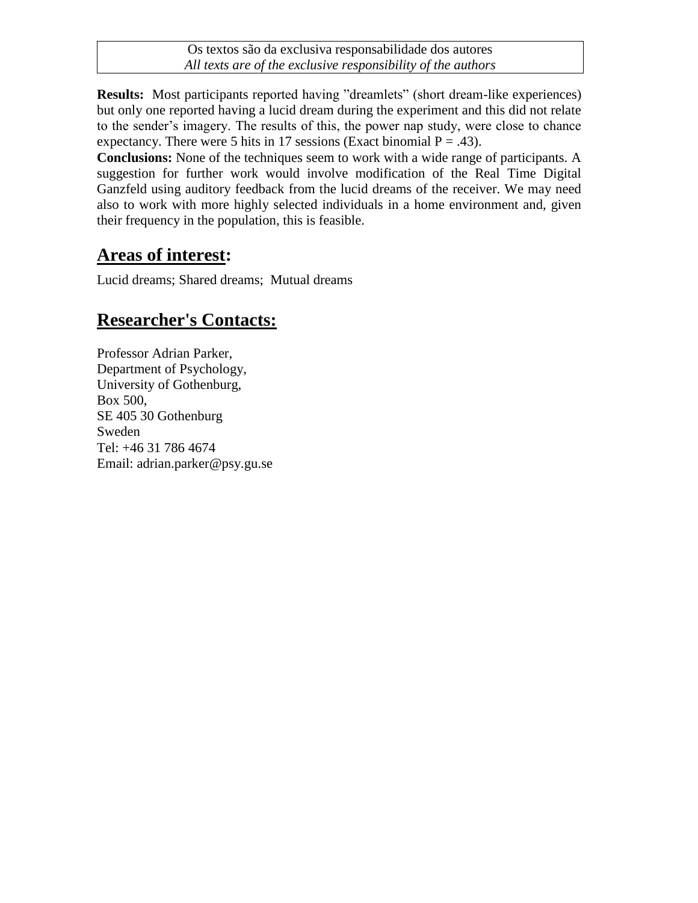**Results:** Most participants reported having ”dreamlets” (short dream-like experiences) but only one reported having a lucid dream during the experiment and this did not relate to the sender’s imagery. The results of this, the power nap study, were close to chance expectancy. There were 5 hits in 17 sessions (Exact binomial $P = .43$).

**Conclusions:** None of the techniques seem to work with a wide range of participants. A suggestion for further work would involve modification of the Real Time Digital Ganzfeld using auditory feedback from the lucid dreams of the receiver. We may need also to work with more highly selected individuals in a home environment and, given their frequency in the population, this is feasible.

## Areas of interest:

Lucid dreams; Shared dreams; Mutual dreams

## Researcher's Contacts:

Professor Adrian Parker,
Department of Psychology,
University of Gothenburg,
Box 500,
SE 405 30 Gothenburg
Sweden
Tel: +46 31 786 4674
Email: adrian.parker@psy.gu.se